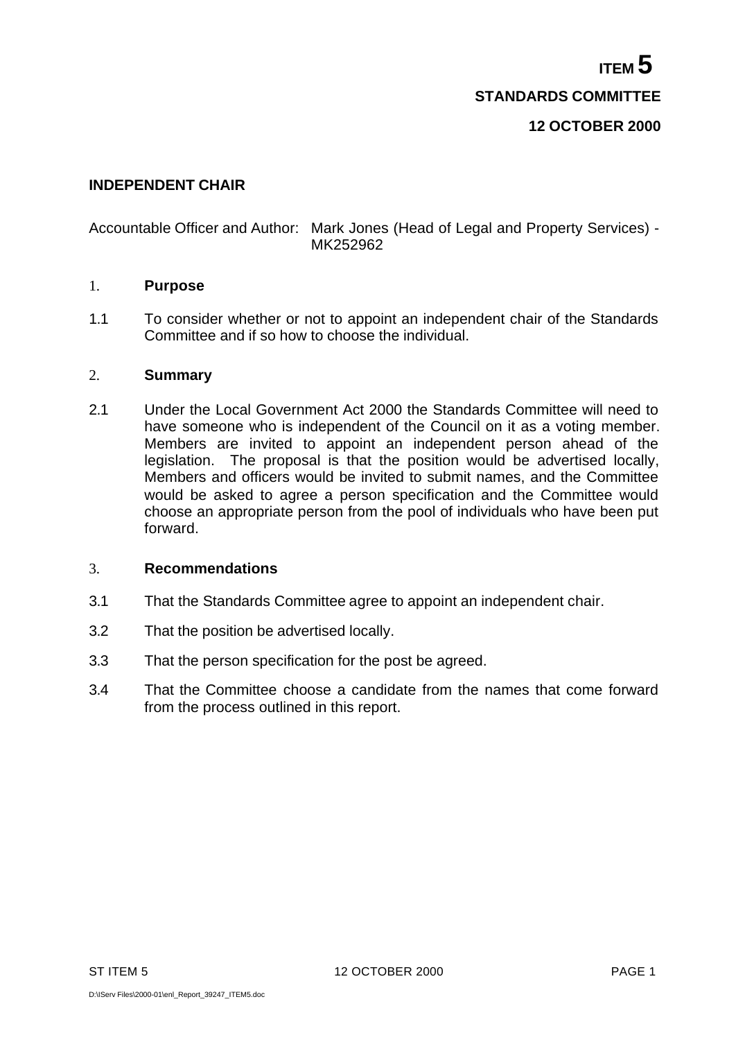**ITEM 5**

**STANDARDS COMMITTEE**

**12 OCTOBER 2000**

## INDEPENDENT CHAIR

Accountable Officer and Author: Mark Jones (Head of Legal and Property Services) - MK252962

### 1. Purpose

1.1 To consider whether or not to appoint an independent chair of the Standards Committee and if so how to choose the individual.

### 2. Summary

2.1 Under the Local Government Act 2000 the Standards Committee will need to have someone who is independent of the Council on it as a voting member. Members are invited to appoint an independent person ahead of the legislation. The proposal is that the position would be advertised locally, Members and officers would be invited to submit names, and the Committee would be asked to agree a person specification and the Committee would choose an appropriate person from the pool of individuals who have been put forward.

### 3. Recommendations

3.1 That the Standards Committee agree to appoint an independent chair.

3.2 That the position be advertised locally.

3.3 That the person specification for the post be agreed.

3.4 That the Committee choose a candidate from the names that come forward from the process outlined in this report.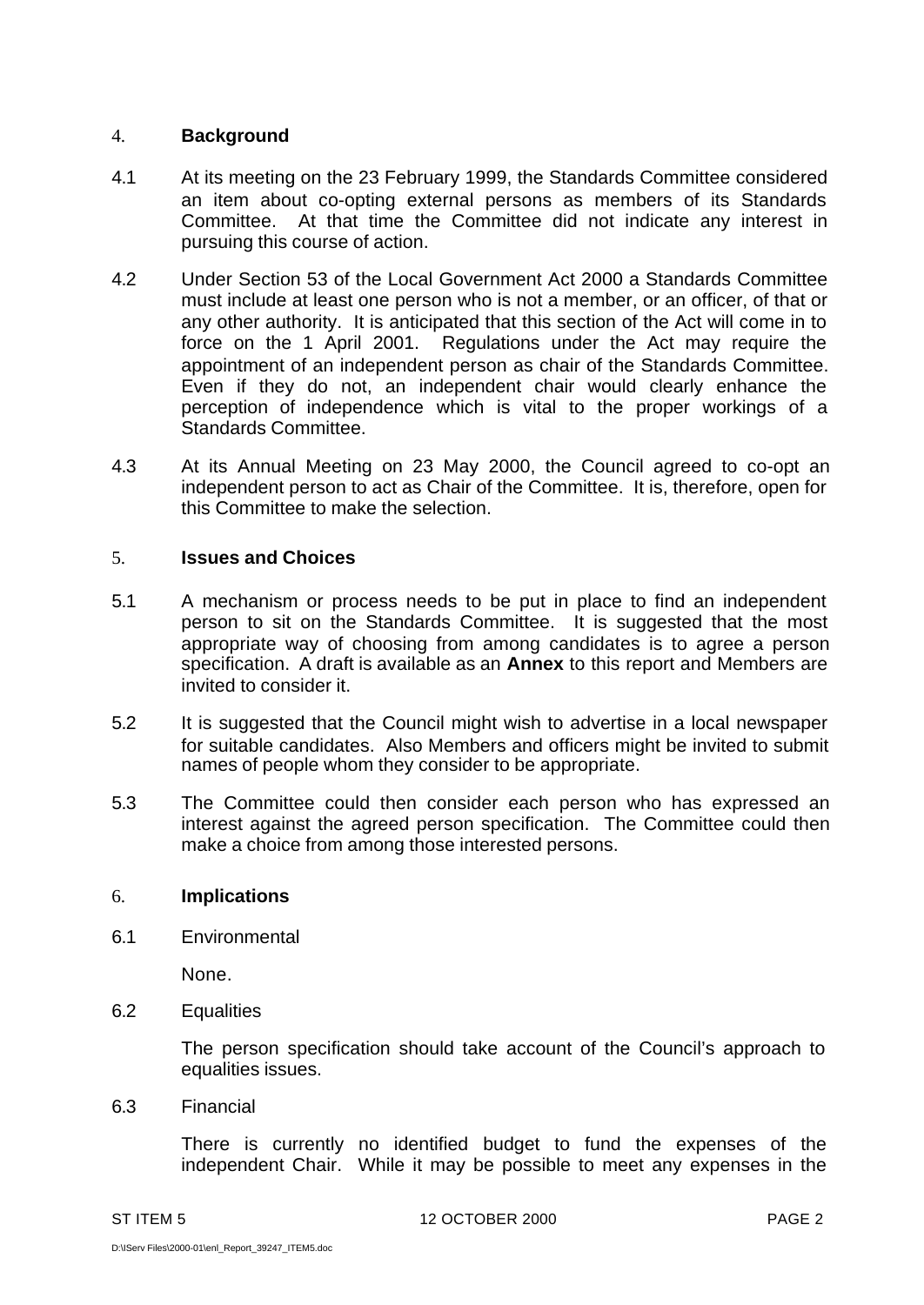## 4. Background

4.1 At its meeting on the 23 February 1999, the Standards Committee considered an item about co-opting external persons as members of its Standards Committee. At that time the Committee did not indicate any interest in pursuing this course of action.

4.2 Under Section 53 of the Local Government Act 2000 a Standards Committee must include at least one person who is not a member, or an officer, of that or any other authority. It is anticipated that this section of the Act will come in to force on the 1 April 2001. Regulations under the Act may require the appointment of an independent person as chair of the Standards Committee. Even if they do not, an independent chair would clearly enhance the perception of independence which is vital to the proper workings of a Standards Committee.

4.3 At its Annual Meeting on 23 May 2000, the Council agreed to co-opt an independent person to act as Chair of the Committee. It is, therefore, open for this Committee to make the selection.

## 5. Issues and Choices

5.1 A mechanism or process needs to be put in place to find an independent person to sit on the Standards Committee. It is suggested that the most appropriate way of choosing from among candidates is to agree a person specification. A draft is available as an **Annex** to this report and Members are invited to consider it.

5.2 It is suggested that the Council might wish to advertise in a local newspaper for suitable candidates. Also Members and officers might be invited to submit names of people whom they consider to be appropriate.

5.3 The Committee could then consider each person who has expressed an interest against the agreed person specification. The Committee could then make a choice from among those interested persons.

## 6. Implications

6.1 Environmental

None.

6.2 Equalities

The person specification should take account of the Council's approach to equalities issues.

6.3 Financial

There is currently no identified budget to fund the expenses of the independent Chair. While it may be possible to meet any expenses in the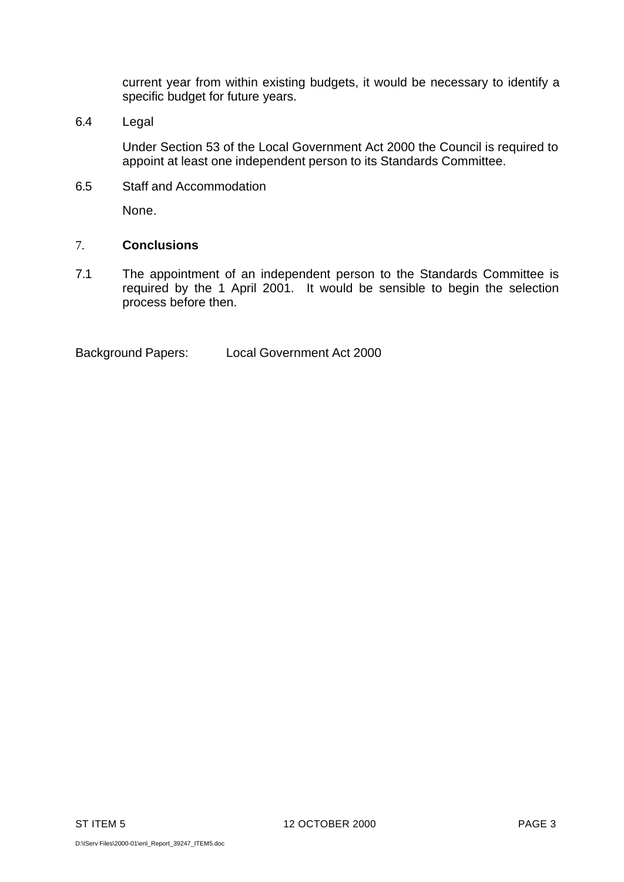current year from within existing budgets, it would be necessary to identify a specific budget for future years.

6.4 Legal

Under Section 53 of the Local Government Act 2000 the Council is required to appoint at least one independent person to its Standards Committee.

6.5 Staff and Accommodation

None.

## 7. **Conclusions**

7.1 The appointment of an independent person to the Standards Committee is required by the 1 April 2001. It would be sensible to begin the selection process before then.

Background Papers: Local Government Act 2000